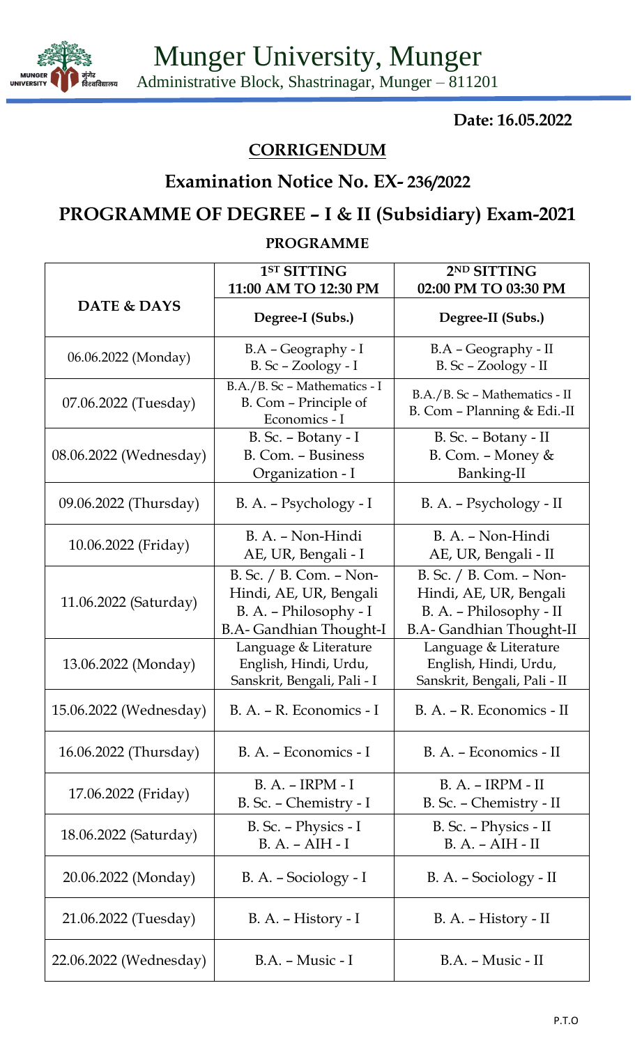# Munger University, Munger

Administrative Block, Shastrinagar, Munger – 811201

**Date: 16.05.2022**

## CORRIGENDUM

## Examination Notice No. EX- 236/2022

## PROGRAMME OF DEGREE – I & II (Subsidiary) Exam-2021

### PROGRAMME

| DATE & DAYS | 1ST SITTING 11:00 AM TO 12:30 PM | 2ND SITTING 02:00 PM TO 03:30 PM |
|---|---|---|
| | **Degree-I (Subs.)** | **Degree-II (Subs.)** |
| 06.06.2022 (Monday) | B.A – Geography - I<br>B. Sc – Zoology - I | B.A – Geography - II<br>B. Sc – Zoology - II |
| 07.06.2022 (Tuesday) | B.A./B. Sc – Mathematics - I<br>B. Com – Principle of Economics - I | B.A./B. Sc – Mathematics - II<br>B. Com – Planning & Edi.-II |
| 08.06.2022 (Wednesday) | B. Sc. – Botany - I<br>B. Com. – Business Organization - I | B. Sc. – Botany - II<br>B. Com. – Money & Banking-II |
| 09.06.2022 (Thursday) | B. A. – Psychology - I | B. A. – Psychology - II |
| 10.06.2022 (Friday) | B. A. – Non-Hindi AE, UR, Bengali - I | B. A. – Non-Hindi AE, UR, Bengali - II |
| 11.06.2022 (Saturday) | B. Sc. / B. Com. – Non-Hindi, AE, UR, Bengali<br>B. A. – Philosophy - I<br>B.A- Gandhian Thought-I | B. Sc. / B. Com. – Non-Hindi, AE, UR, Bengali<br>B. A. – Philosophy - II<br>B.A- Gandhian Thought-II |
| 13.06.2022 (Monday) | Language & Literature English, Hindi, Urdu, Sanskrit, Bengali, Pali - I | Language & Literature English, Hindi, Urdu, Sanskrit, Bengali, Pali - II |
| 15.06.2022 (Wednesday) | B. A. – R. Economics - I | B. A. – R. Economics - II |
| 16.06.2022 (Thursday) | B. A. – Economics - I | B. A. – Economics - II |
| 17.06.2022 (Friday) | B. A. – IRPM - I<br>B. Sc. – Chemistry - I | B. A. – IRPM - II<br>B. Sc. – Chemistry - II |
| 18.06.2022 (Saturday) | B. Sc. – Physics - I<br>B. A. – AIH - I | B. Sc. – Physics - II<br>B. A. – AIH - II |
| 20.06.2022 (Monday) | B. A. – Sociology - I | B. A. – Sociology - II |
| 21.06.2022 (Tuesday) | B. A. – History - I | B. A. – History - II |
| 22.06.2022 (Wednesday) | B.A. – Music - I | B.A. – Music - II |

P.T.O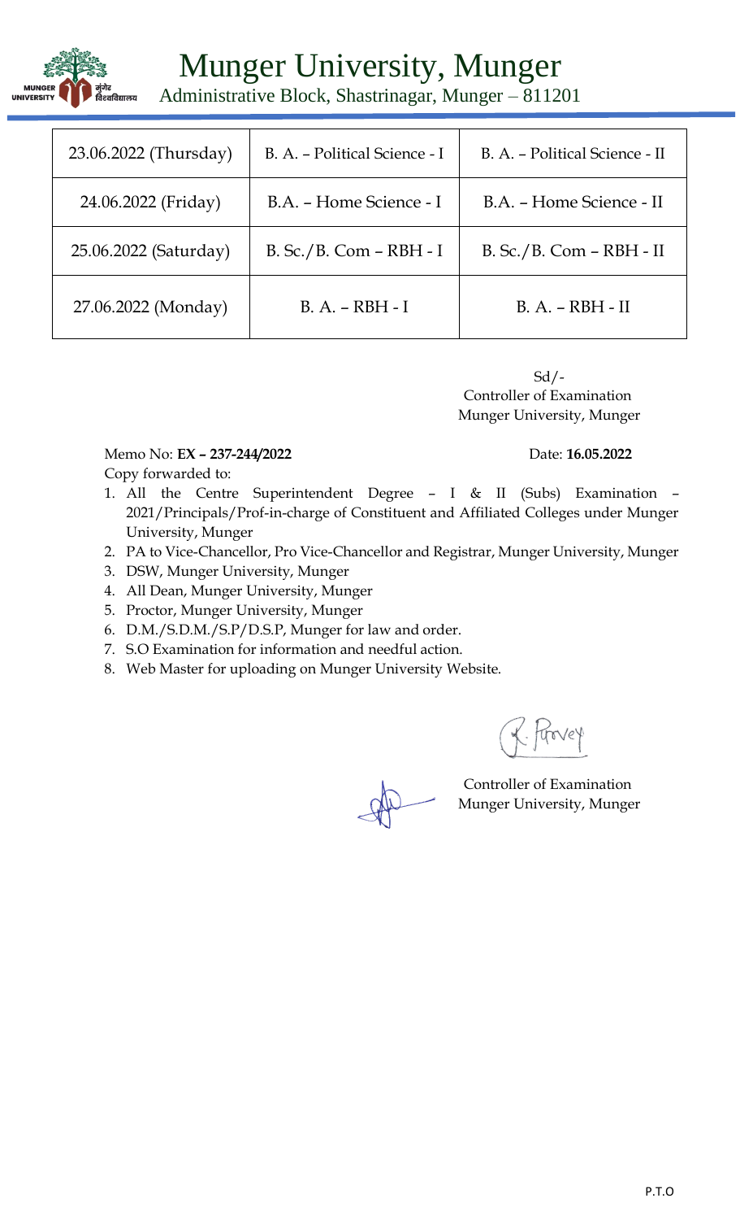# Munger University, Munger

Administrative Block, Shastrinagar, Munger – 811201

| | | |
|---|---|---|
| 23.06.2022 (Thursday) | B. A. – Political Science - I | B. A. – Political Science - II |
| 24.06.2022 (Friday) | B.A. – Home Science - I | B.A. – Home Science - II |
| 25.06.2022 (Saturday) | B. Sc./B. Com – RBH - I | B. Sc./B. Com – RBH - II |
| 27.06.2022 (Monday) | B. A. – RBH - I | B. A. – RBH - II |

Sd/-
Controller of Examination
Munger University, Munger

Memo No: **EX – 237-244/2022** Date: **16.05.2022**

Copy forwarded to:

1. All the Centre Superintendent Degree – I & II (Subs) Examination – 2021/Principals/Prof-in-charge of Constituent and Affiliated Colleges under Munger University, Munger
2. PA to Vice-Chancellor, Pro Vice-Chancellor and Registrar, Munger University, Munger
3. DSW, Munger University, Munger
4. All Dean, Munger University, Munger
5. Proctor, Munger University, Munger
6. D.M./S.D.M./S.P/D.S.P, Munger for law and order.
7. S.O Examination for information and needful action.
8. Web Master for uploading on Munger University Website.

Controller of Examination
Munger University, Munger

P.T.O